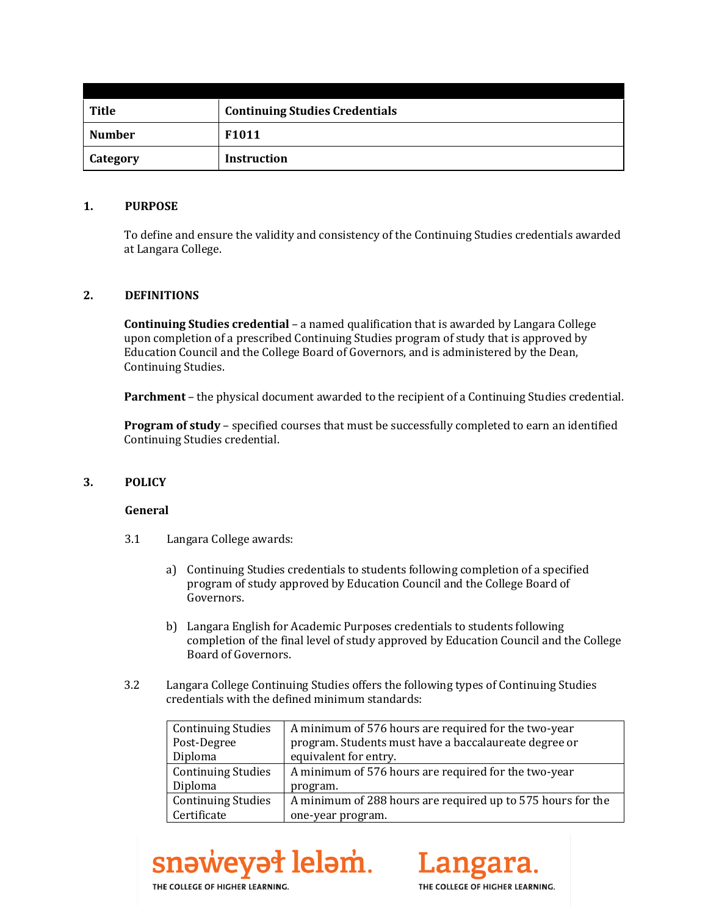| Title | Continuing Studies Credentials |
| --- | --- |
| Number | F1011 |
| Category | Instruction |

## 1. PURPOSE

To define and ensure the validity and consistency of the Continuing Studies credentials awarded at Langara College.

## 2. DEFINITIONS

**Continuing Studies credential** – a named qualification that is awarded by Langara College upon completion of a prescribed Continuing Studies program of study that is approved by Education Council and the College Board of Governors, and is administered by the Dean, Continuing Studies.

**Parchment** – the physical document awarded to the recipient of a Continuing Studies credential.

**Program of study** – specified courses that must be successfully completed to earn an identified Continuing Studies credential.

## 3. POLICY

### General

3.1 Langara College awards:

a) Continuing Studies credentials to students following completion of a specified program of study approved by Education Council and the College Board of Governors.

b) Langara English for Academic Purposes credentials to students following completion of the final level of study approved by Education Council and the College Board of Governors.

3.2 Langara College Continuing Studies offers the following types of Continuing Studies credentials with the defined minimum standards:

| Credential | Minimum Standard |
| --- | --- |
| Continuing Studies Post-Degree Diploma | A minimum of 576 hours are required for the two-year program. Students must have a baccalaureate degree or equivalent for entry. |
| Continuing Studies Diploma | A minimum of 576 hours are required for the two-year program. |
| Continuing Studies Certificate | A minimum of 288 hours are required up to 575 hours for the one-year program. |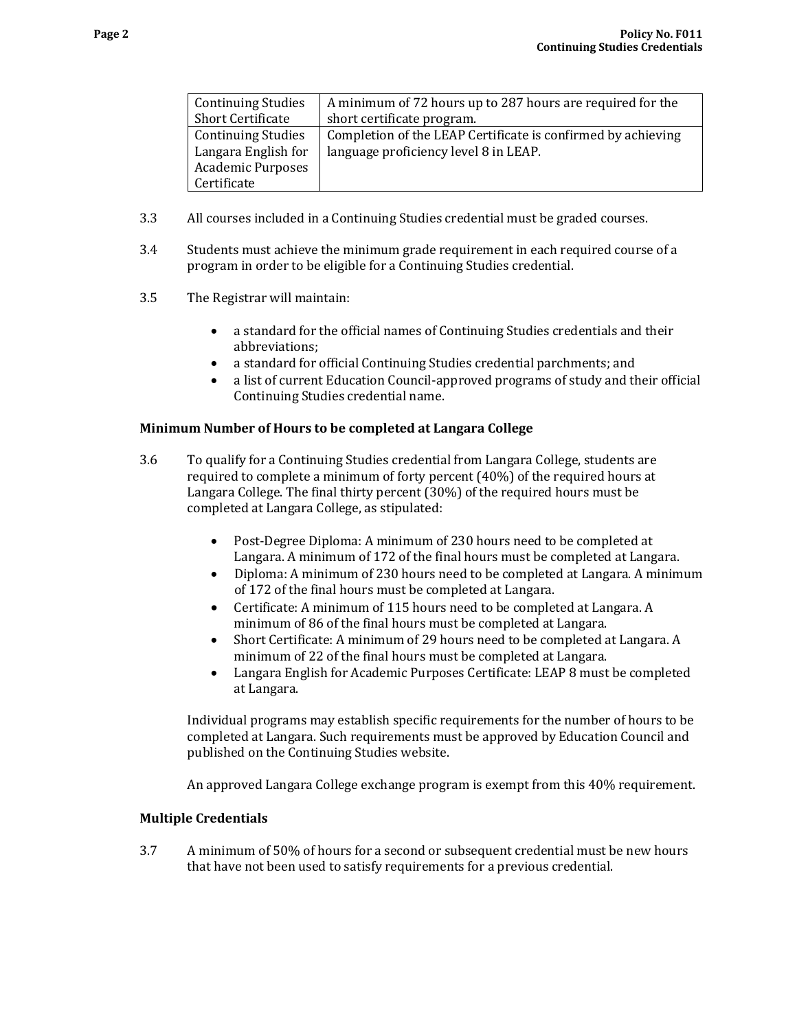| | |
|---|---|
| Continuing Studies Short Certificate | A minimum of 72 hours up to 287 hours are required for the short certificate program. |
| Continuing Studies Langara English for Academic Purposes Certificate | Completion of the LEAP Certificate is confirmed by achieving language proficiency level 8 in LEAP. |

3.3 All courses included in a Continuing Studies credential must be graded courses.

3.4 Students must achieve the minimum grade requirement in each required course of a program in order to be eligible for a Continuing Studies credential.

3.5 The Registrar will maintain:

- a standard for the official names of Continuing Studies credentials and their abbreviations;
- a standard for official Continuing Studies credential parchments; and
- a list of current Education Council-approved programs of study and their official Continuing Studies credential name.

**Minimum Number of Hours to be completed at Langara College**

3.6 To qualify for a Continuing Studies credential from Langara College, students are required to complete a minimum of forty percent (40%) of the required hours at Langara College. The final thirty percent (30%) of the required hours must be completed at Langara College, as stipulated:

- Post-Degree Diploma: A minimum of 230 hours need to be completed at Langara. A minimum of 172 of the final hours must be completed at Langara.
- Diploma: A minimum of 230 hours need to be completed at Langara. A minimum of 172 of the final hours must be completed at Langara.
- Certificate: A minimum of 115 hours need to be completed at Langara. A minimum of 86 of the final hours must be completed at Langara.
- Short Certificate: A minimum of 29 hours need to be completed at Langara. A minimum of 22 of the final hours must be completed at Langara.
- Langara English for Academic Purposes Certificate: LEAP 8 must be completed at Langara.

Individual programs may establish specific requirements for the number of hours to be completed at Langara. Such requirements must be approved by Education Council and published on the Continuing Studies website.

An approved Langara College exchange program is exempt from this 40% requirement.

**Multiple Credentials**

3.7 A minimum of 50% of hours for a second or subsequent credential must be new hours that have not been used to satisfy requirements for a previous credential.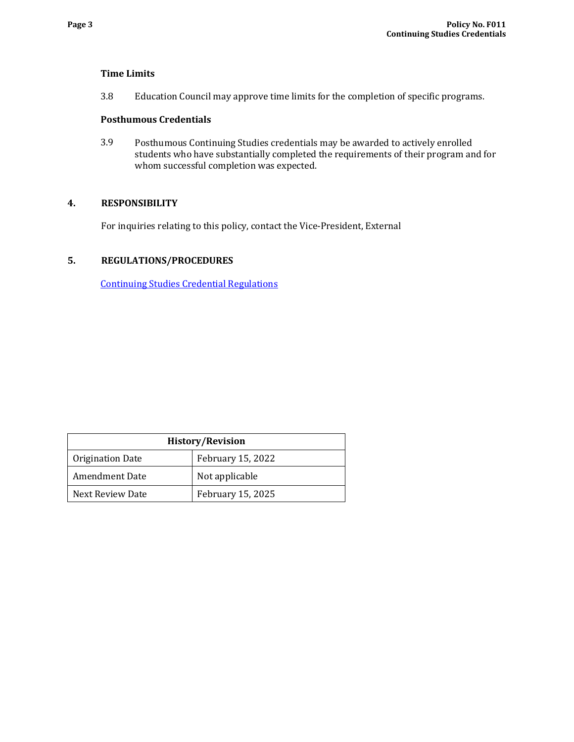### Time Limits

3.8 Education Council may approve time limits for the completion of specific programs.

### Posthumous Credentials

3.9 Posthumous Continuing Studies credentials may be awarded to actively enrolled students who have substantially completed the requirements of their program and for whom successful completion was expected.

## 4. RESPONSIBILITY

For inquiries relating to this policy, contact the Vice-President, External

## 5. REGULATIONS/PROCEDURES

Continuing Studies Credential Regulations

| History/Revision | |
|---|---|
| Origination Date | February 15, 2022 |
| Amendment Date | Not applicable |
| Next Review Date | February 15, 2025 |